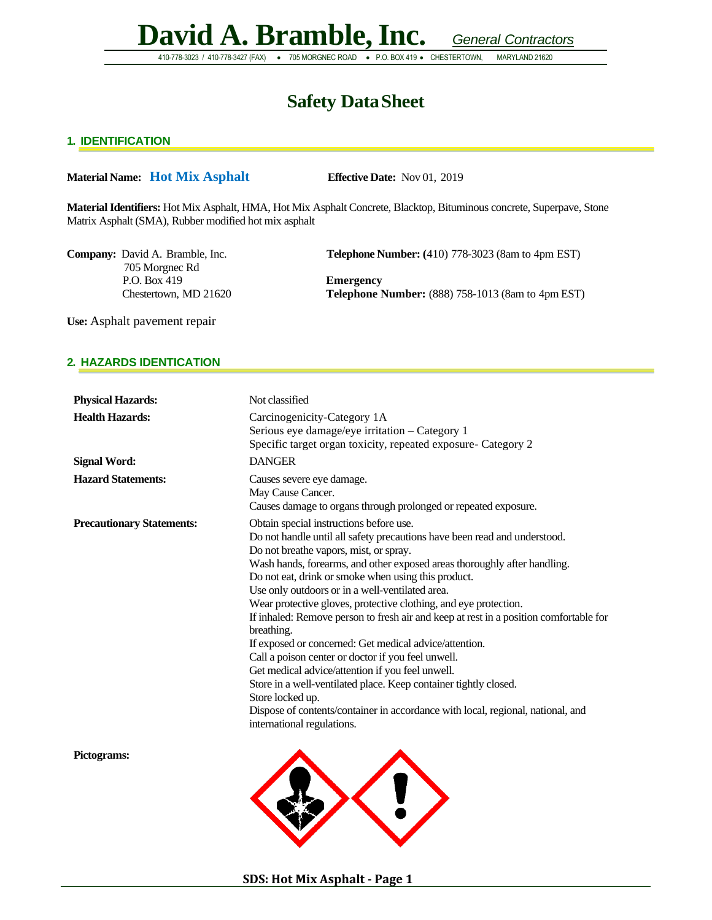# David A. Bramble, Inc. *General Contractors*

410-778-3023 / 410-778-3427 (FAX) • 705 MORGNEC ROAD • P.O. BOX 419 • CHESTERTOWN, MARYLAND 21620

# Safety Data Sheet

## 1. IDENTIFICATION

**Material Name:** **Hot Mix Asphalt** **Effective Date:** Nov 01, 2019

**Material Identifiers:** Hot Mix Asphalt, HMA, Hot Mix Asphalt Concrete, Blacktop, Bituminous concrete, Superpave, Stone Matrix Asphalt (SMA), Rubber modified hot mix asphalt

**Company:** David A. Bramble, Inc.
705 Morgnec Rd
P.O. Box 419
Chestertown, MD 21620

**Telephone Number: (**410) 778-3023 (8am to 4pm EST)

**Emergency Telephone Number:** (888) 758-1013 (8am to 4pm EST)

**Use:** Asphalt pavement repair

## 2. HAZARDS IDENTICATION

**Physical Hazards:** Not classified

**Health Hazards:**
Carcinogenicity-Category 1A
Serious eye damage/eye irritation – Category 1
Specific target organ toxicity, repeated exposure- Category 2

**Signal Word:** DANGER

**Hazard Statements:**
Causes severe eye damage.
May Cause Cancer.
Causes damage to organs through prolonged or repeated exposure.

**Precautionary Statements:**
Obtain special instructions before use.
Do not handle until all safety precautions have been read and understood.
Do not breathe vapors, mist, or spray.
Wash hands, forearms, and other exposed areas thoroughly after handling.
Do not eat, drink or smoke when using this product.
Use only outdoors or in a well-ventilated area.
Wear protective gloves, protective clothing, and eye protection.
If inhaled: Remove person to fresh air and keep at rest in a position comfortable for breathing.
If exposed or concerned: Get medical advice/attention.
Call a poison center or doctor if you feel unwell.
Get medical advice/attention if you feel unwell.
Store in a well-ventilated place. Keep container tightly closed.
Store locked up.
Dispose of contents/container in accordance with local, regional, national, and international regulations.

**Pictograms:**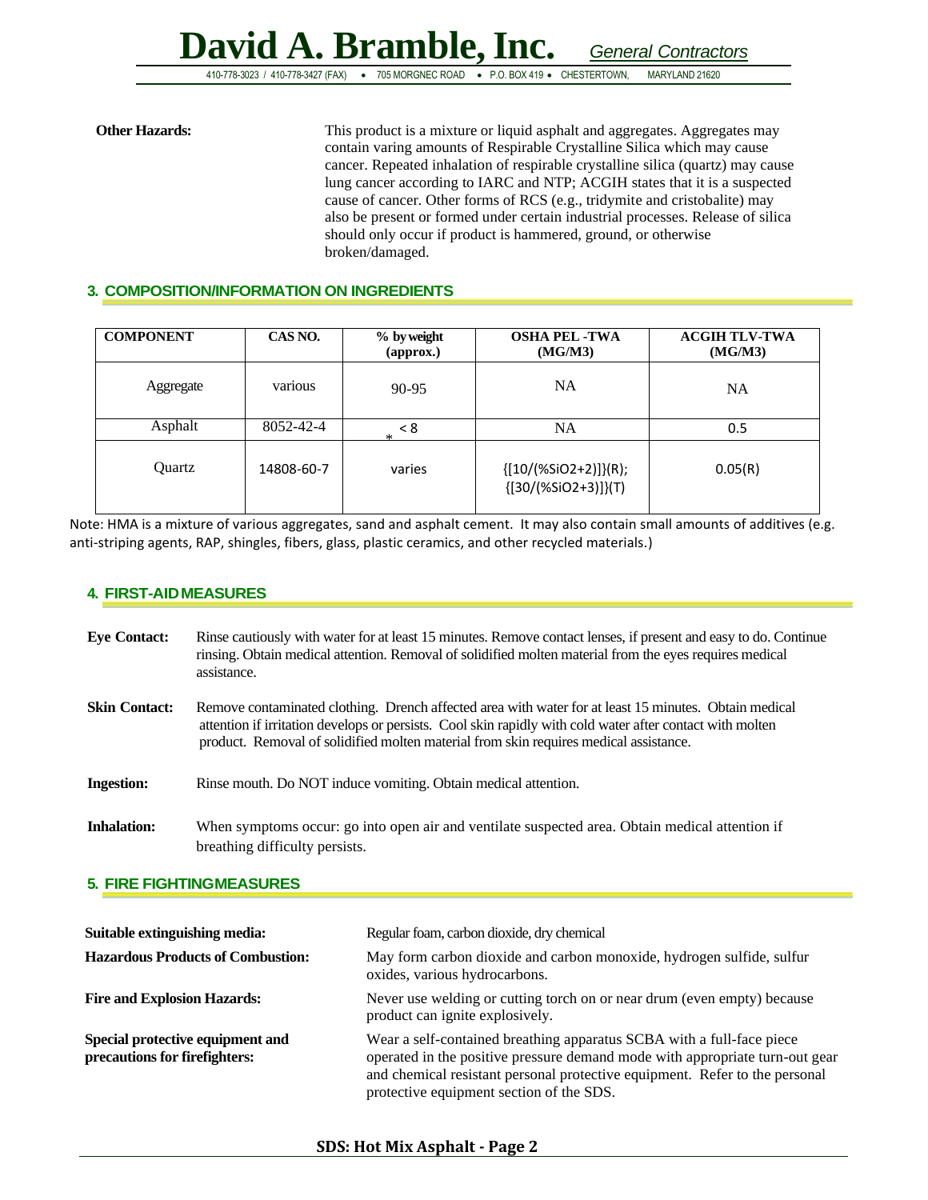**Other Hazards:** This product is a mixture or liquid asphalt and aggregates. Aggregates may contain varing amounts of Respirable Crystalline Silica which may cause cancer. Repeated inhalation of respirable crystalline silica (quartz) may cause lung cancer according to IARC and NTP; ACGIH states that it is a suspected cause of cancer. Other forms of RCS (e.g., tridymite and cristobalite) may also be present or formed under certain industrial processes. Release of silica should only occur if product is hammered, ground, or otherwise broken/damaged.

## 3. COMPOSITION/INFORMATION ON INGREDIENTS

| COMPONENT | CAS NO. | % by weight (approx.) | OSHA PEL -TWA (MG/M3) | ACGIH TLV-TWA (MG/M3) |
|---|---|---|---|---|
| Aggregate | various | 90-95 | NA | NA |
| Asphalt | 8052-42-4 | < 8 * | NA | 0.5 |
| Quartz | 14808-60-7 | varies | {[10/(%SiO2+2)]}(R); {[30/(%SiO2+3)]}(T) | 0.05(R) |

Note: HMA is a mixture of various aggregates, sand and asphalt cement. It may also contain small amounts of additives (e.g. anti-striping agents, RAP, shingles, fibers, glass, plastic ceramics, and other recycled materials.)

## 4. FIRST-AID MEASURES

**Eye Contact:** Rinse cautiously with water for at least 15 minutes. Remove contact lenses, if present and easy to do. Continue rinsing. Obtain medical attention. Removal of solidified molten material from the eyes requires medical assistance.

**Skin Contact:** Remove contaminated clothing. Drench affected area with water for at least 15 minutes. Obtain medical attention if irritation develops or persists. Cool skin rapidly with cold water after contact with molten product. Removal of solidified molten material from skin requires medical assistance.

**Ingestion:** Rinse mouth. Do NOT induce vomiting. Obtain medical attention.

**Inhalation:** When symptoms occur: go into open air and ventilate suspected area. Obtain medical attention if breathing difficulty persists.

## 5. FIRE FIGHTING MEASURES

**Suitable extinguishing media:** Regular foam, carbon dioxide, dry chemical

**Hazardous Products of Combustion:** May form carbon dioxide and carbon monoxide, hydrogen sulfide, sulfur oxides, various hydrocarbons.

**Fire and Explosion Hazards:** Never use welding or cutting torch on or near drum (even empty) because product can ignite explosively.

**Special protective equipment and precautions for firefighters:** Wear a self-contained breathing apparatus SCBA with a full-face piece operated in the positive pressure demand mode with appropriate turn-out gear and chemical resistant personal protective equipment. Refer to the personal protective equipment section of the SDS.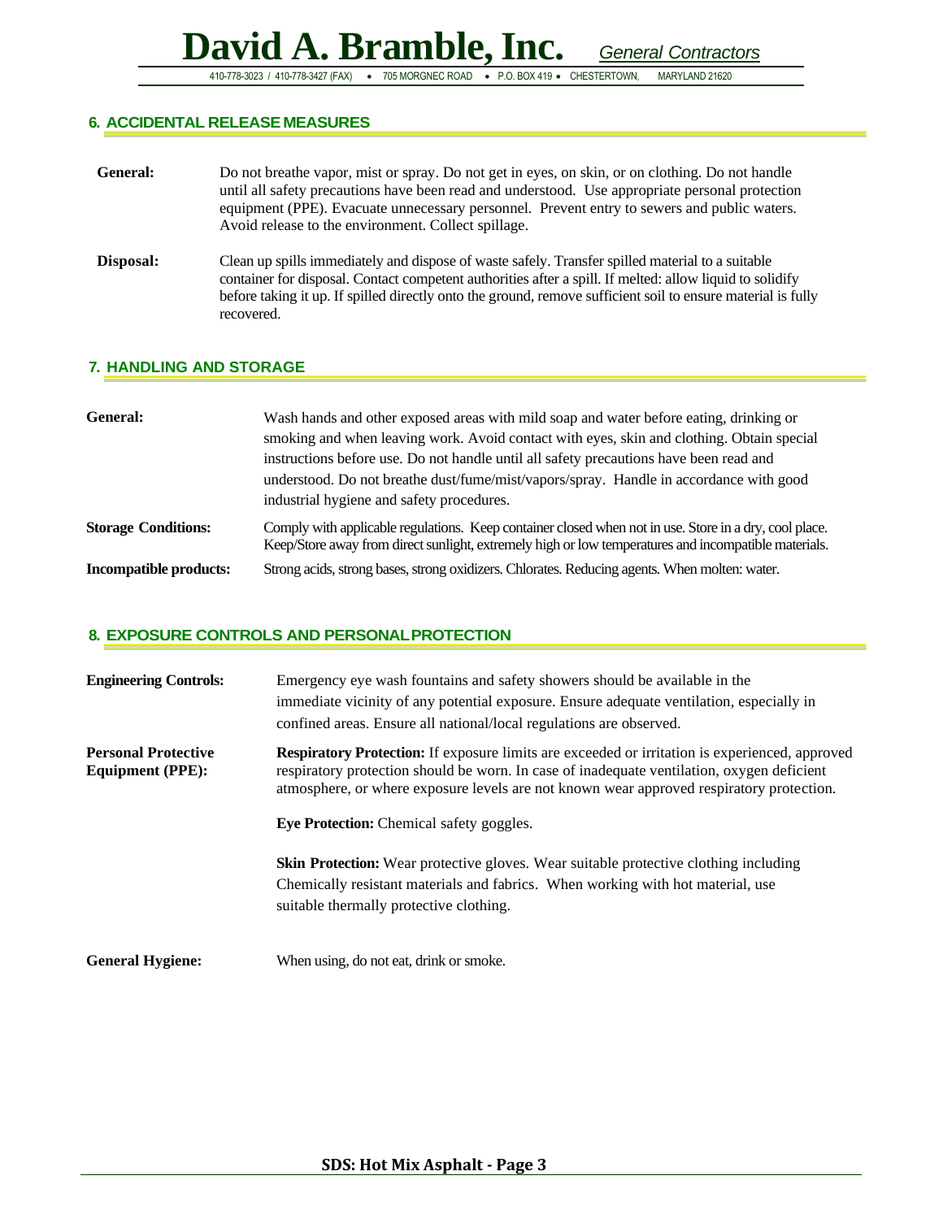## 6. ACCIDENTAL RELEASE MEASURES

**General:** Do not breathe vapor, mist or spray. Do not get in eyes, on skin, or on clothing. Do not handle until all safety precautions have been read and understood. Use appropriate personal protection equipment (PPE). Evacuate unnecessary personnel. Prevent entry to sewers and public waters. Avoid release to the environment. Collect spillage.

**Disposal:** Clean up spills immediately and dispose of waste safely. Transfer spilled material to a suitable container for disposal. Contact competent authorities after a spill. If melted: allow liquid to solidify before taking it up. If spilled directly onto the ground, remove sufficient soil to ensure material is fully recovered.

## 7. HANDLING AND STORAGE

**General:** Wash hands and other exposed areas with mild soap and water before eating, drinking or smoking and when leaving work. Avoid contact with eyes, skin and clothing. Obtain special instructions before use. Do not handle until all safety precautions have been read and understood. Do not breathe dust/fume/mist/vapors/spray. Handle in accordance with good industrial hygiene and safety procedures.

**Storage Conditions:** Comply with applicable regulations. Keep container closed when not in use. Store in a dry, cool place. Keep/Store away from direct sunlight, extremely high or low temperatures and incompatible materials.

**Incompatible products:** Strong acids, strong bases, strong oxidizers. Chlorates. Reducing agents. When molten: water.

## 8. EXPOSURE CONTROLS AND PERSONAL PROTECTION

**Engineering Controls:** Emergency eye wash fountains and safety showers should be available in the immediate vicinity of any potential exposure. Ensure adequate ventilation, especially in confined areas. Ensure all national/local regulations are observed.

**Personal Protective Equipment (PPE):**

**Respiratory Protection:** If exposure limits are exceeded or irritation is experienced, approved respiratory protection should be worn. In case of inadequate ventilation, oxygen deficient atmosphere, or where exposure levels are not known wear approved respiratory protection.

**Eye Protection:** Chemical safety goggles.

**Skin Protection:** Wear protective gloves. Wear suitable protective clothing including Chemically resistant materials and fabrics. When working with hot material, use suitable thermally protective clothing.

**General Hygiene:** When using, do not eat, drink or smoke.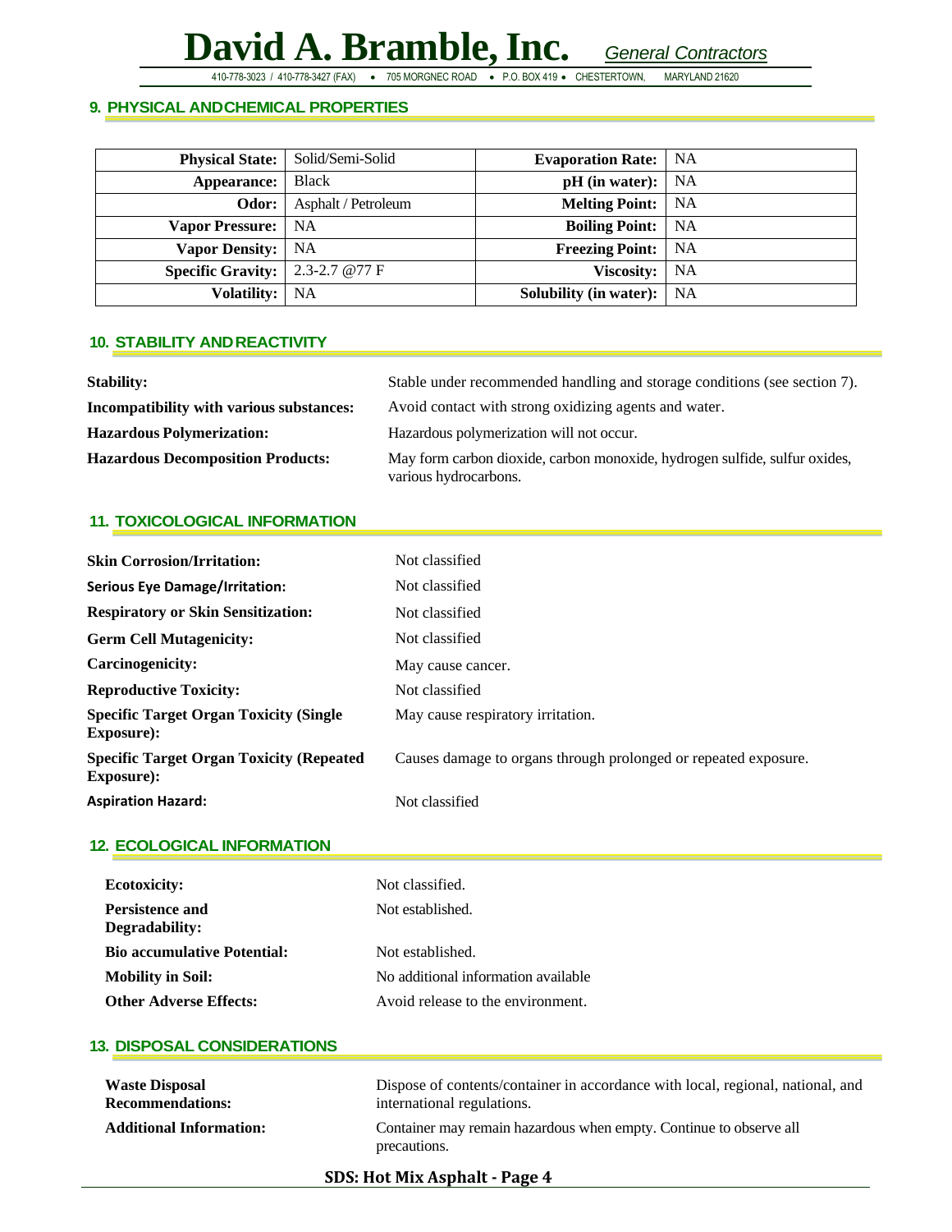## 9. PHYSICAL AND CHEMICAL PROPERTIES

| | | | |
|---|---|---|---|
| **Physical State:** | Solid/Semi-Solid | **Evaporation Rate:** | NA |
| **Appearance:** | Black | **pH (in water):** | NA |
| **Odor:** | Asphalt / Petroleum | **Melting Point:** | NA |
| **Vapor Pressure:** | NA | **Boiling Point:** | NA |
| **Vapor Density:** | NA | **Freezing Point:** | NA |
| **Specific Gravity:** | 2.3-2.7 @77 F | **Viscosity:** | NA |
| **Volatility:** | NA | **Solubility (in water):** | NA |

## 10. STABILITY AND REACTIVITY

**Stability:** Stable under recommended handling and storage conditions (see section 7).

**Incompatibility with various substances:** Avoid contact with strong oxidizing agents and water.

**Hazardous Polymerization:** Hazardous polymerization will not occur.

**Hazardous Decomposition Products:** May form carbon dioxide, carbon monoxide, hydrogen sulfide, sulfur oxides, various hydrocarbons.

## 11. TOXICOLOGICAL INFORMATION

**Skin Corrosion/Irritation:** Not classified

**Serious Eye Damage/Irritation:** Not classified

**Respiratory or Skin Sensitization:** Not classified

**Germ Cell Mutagenicity:** Not classified

**Carcinogenicity:** May cause cancer.

**Reproductive Toxicity:** Not classified

**Specific Target Organ Toxicity (Single Exposure):** May cause respiratory irritation.

**Specific Target Organ Toxicity (Repeated Exposure):** Causes damage to organs through prolonged or repeated exposure.

**Aspiration Hazard:** Not classified

## 12. ECOLOGICAL INFORMATION

**Ecotoxicity:** Not classified.

**Persistence and Degradability:** Not established.

**Bio accumulative Potential:** Not established.

**Mobility in Soil:** No additional information available

**Other Adverse Effects:** Avoid release to the environment.

## 13. DISPOSAL CONSIDERATIONS

**Waste Disposal Recommendations:** Dispose of contents/container in accordance with local, regional, national, and international regulations.

**Additional Information:** Container may remain hazardous when empty. Continue to observe all precautions.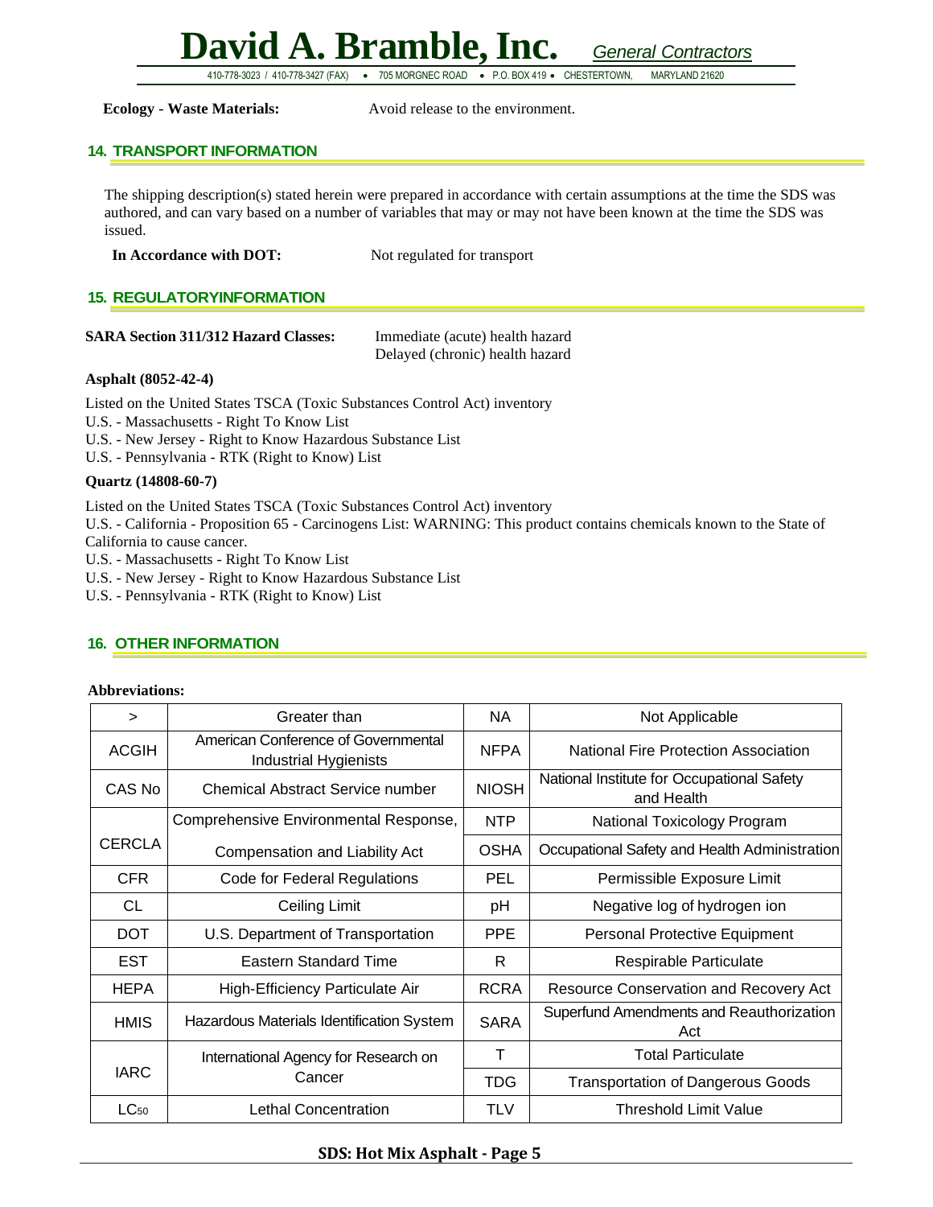**Ecology - Waste Materials:** Avoid release to the environment.

## 14. TRANSPORT INFORMATION

The shipping description(s) stated herein were prepared in accordance with certain assumptions at the time the SDS was authored, and can vary based on a number of variables that may or may not have been known at the time the SDS was issued.

**In Accordance with DOT:** Not regulated for transport

## 15. REGULATORYINFORMATION

**SARA Section 311/312 Hazard Classes:** Immediate (acute) health hazard
Delayed (chronic) health hazard

**Asphalt (8052-42-4)**

Listed on the United States TSCA (Toxic Substances Control Act) inventory
U.S. - Massachusetts - Right To Know List
U.S. - New Jersey - Right to Know Hazardous Substance List
U.S. - Pennsylvania - RTK (Right to Know) List

**Quartz (14808-60-7)**

Listed on the United States TSCA (Toxic Substances Control Act) inventory
U.S. - California - Proposition 65 - Carcinogens List: WARNING: This product contains chemicals known to the State of California to cause cancer.
U.S. - Massachusetts - Right To Know List
U.S. - New Jersey - Right to Know Hazardous Substance List
U.S. - Pennsylvania - RTK (Right to Know) List

## 16. OTHER INFORMATION

**Abbreviations:**

| > | Greater than | NA | Not Applicable |
|---|---|---|---|
| ACGIH | American Conference of Governmental Industrial Hygienists | NFPA | National Fire Protection Association |
| CAS No | Chemical Abstract Service number | NIOSH | National Institute for Occupational Safety and Health |
| CERCLA | Comprehensive Environmental Response, | NTP | National Toxicology Program |
| | Compensation and Liability Act | OSHA | Occupational Safety and Health Administration |
| CFR | Code for Federal Regulations | PEL | Permissible Exposure Limit |
| CL | Ceiling Limit | pH | Negative log of hydrogen ion |
| DOT | U.S. Department of Transportation | PPE | Personal Protective Equipment |
| EST | Eastern Standard Time | R | Respirable Particulate |
| HEPA | High-Efficiency Particulate Air | RCRA | Resource Conservation and Recovery Act |
| HMIS | Hazardous Materials Identification System | SARA | Superfund Amendments and Reauthorization Act |
| IARC | International Agency for Research on Cancer | T | Total Particulate |
| | | TDG | Transportation of Dangerous Goods |
| $LC_{50}$ | Lethal Concentration | TLV | Threshold Limit Value |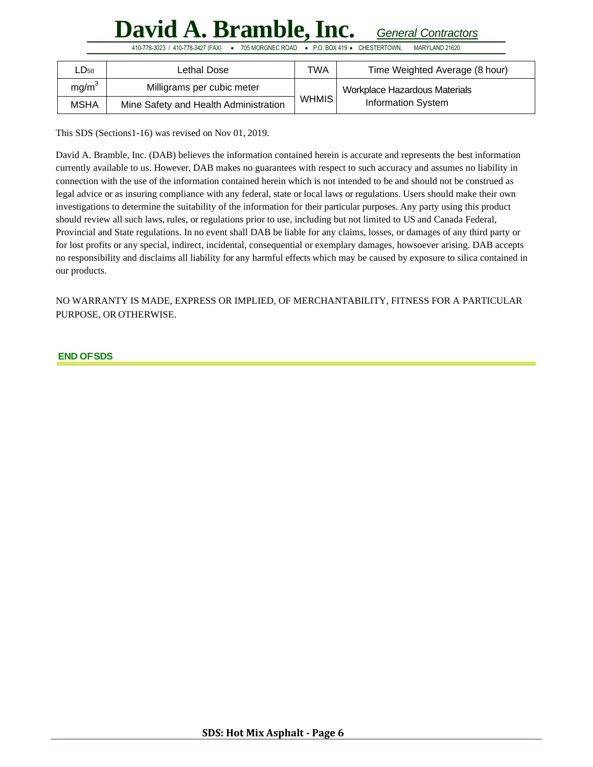| | | | |
|---|---|---|---|
| $LD_{50}$ | Lethal Dose | TWA | Time Weighted Average (8 hour) |
| $mg/m^3$ | Milligrams per cubic meter | WHMIS | Workplace Hazardous Materials Information System |
| MSHA | Mine Safety and Health Administration | | |

This SDS (Sections1-16) was revised on Nov 01, 2019.

David A. Bramble, Inc. (DAB) believes the information contained herein is accurate and represents the best information currently available to us. However, DAB makes no guarantees with respect to such accuracy and assumes no liability in connection with the use of the information contained herein which is not intended to be and should not be construed as legal advice or as insuring compliance with any federal, state or local laws or regulations. Users should make their own investigations to determine the suitability of the information for their particular purposes. Any party using this product should review all such laws, rules, or regulations prior to use, including but not limited to US and Canada Federal, Provincial and State regulations. In no event shall DAB be liable for any claims, losses, or damages of any third party or for lost profits or any special, indirect, incidental, consequential or exemplary damages, howsoever arising. DAB accepts no responsibility and disclaims all liability for any harmful effects which may be caused by exposure to silica contained in our products.

NO WARRANTY IS MADE, EXPRESS OR IMPLIED, OF MERCHANTABILITY, FITNESS FOR A PARTICULAR PURPOSE, OR OTHERWISE.

**END OF SDS**